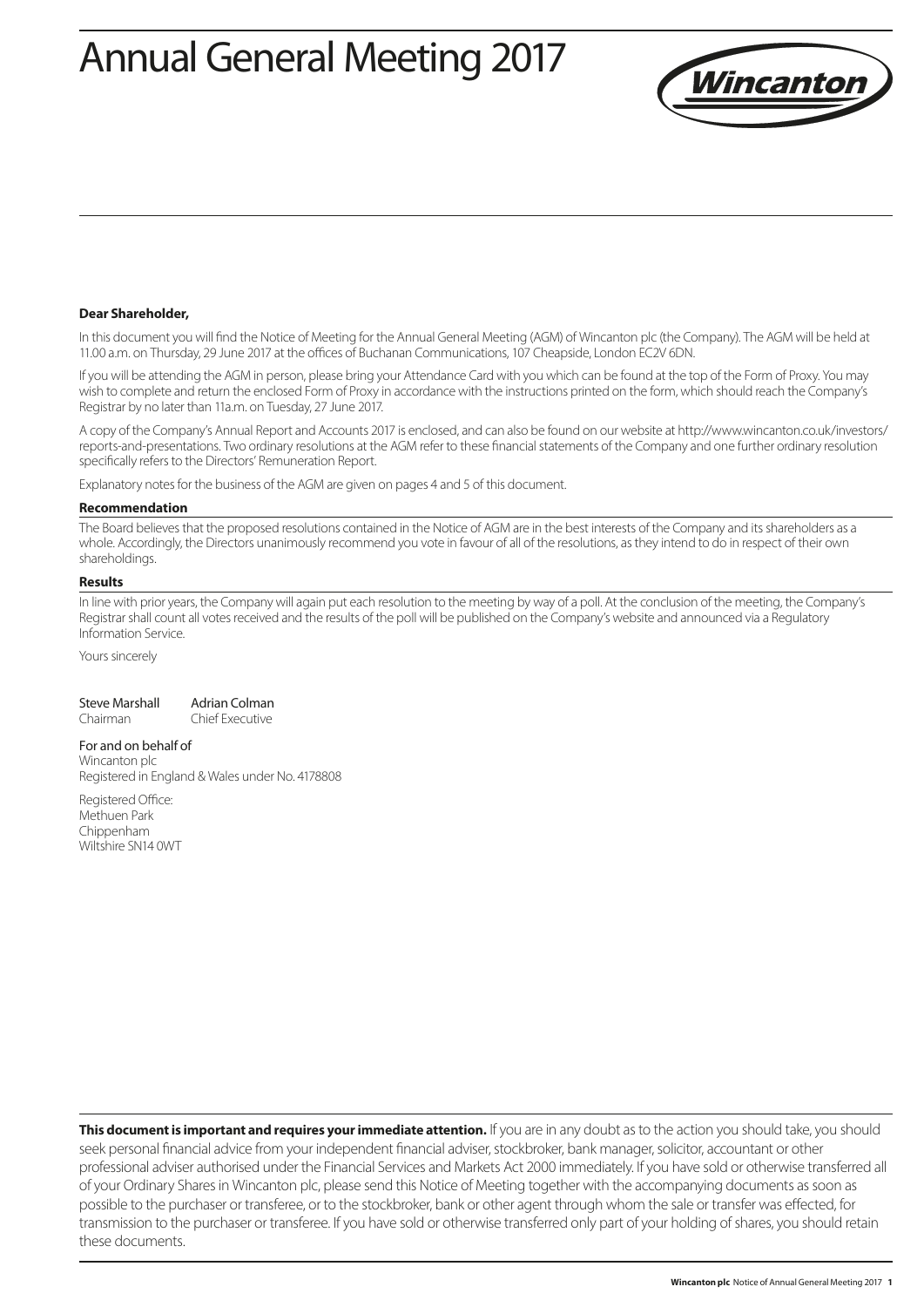# Annual General Meeting 2017

**Dear Shareholder,**

In this document you will find the Notice of Meeting for the Annual General Meeting (AGM) of Wincanton plc (the Company). The AGM will be held at 11.00 a.m. on Thursday, 29 June 2017 at the offices of Buchanan Communications, 107 Cheapside, London EC2V 6DN.

If you will be attending the AGM in person, please bring your Attendance Card with you which can be found at the top of the Form of Proxy. You may wish to complete and return the enclosed Form of Proxy in accordance with the instructions printed on the form, which should reach the Company's Registrar by no later than 11a.m. on Tuesday, 27 June 2017.

A copy of the Company's Annual Report and Accounts 2017 is enclosed, and can also be found on our website at http://www.wincanton.co.uk/investors/reports-and-presentations. Two ordinary resolutions at the AGM refer to these financial statements of the Company and one further ordinary resolution specifically refers to the Directors' Remuneration Report.

Explanatory notes for the business of the AGM are given on pages 4 and 5 of this document.

**Recommendation**

The Board believes that the proposed resolutions contained in the Notice of AGM are in the best interests of the Company and its shareholders as a whole. Accordingly, the Directors unanimously recommend you vote in favour of all of the resolutions, as they intend to do in respect of their own shareholdings.

**Results**

In line with prior years, the Company will again put each resolution to the meeting by way of a poll. At the conclusion of the meeting, the Company's Registrar shall count all votes received and the results of the poll will be published on the Company's website and announced via a Regulatory Information Service.

Yours sincerely

| Steve Marshall | Adrian Colman |
|---|---|
| Chairman | Chief Executive |

For and on behalf of
Wincanton plc
Registered in England & Wales under No. 4178808

Registered Office:
Methuen Park
Chippenham
Wiltshire SN14 0WT

**This document is important and requires your immediate attention.** If you are in any doubt as to the action you should take, you should seek personal financial advice from your independent financial adviser, stockbroker, bank manager, solicitor, accountant or other professional adviser authorised under the Financial Services and Markets Act 2000 immediately. If you have sold or otherwise transferred all of your Ordinary Shares in Wincanton plc, please send this Notice of Meeting together with the accompanying documents as soon as possible to the purchaser or transferee, or to the stockbroker, bank or other agent through whom the sale or transfer was effected, for transmission to the purchaser or transferee. If you have sold or otherwise transferred only part of your holding of shares, you should retain these documents.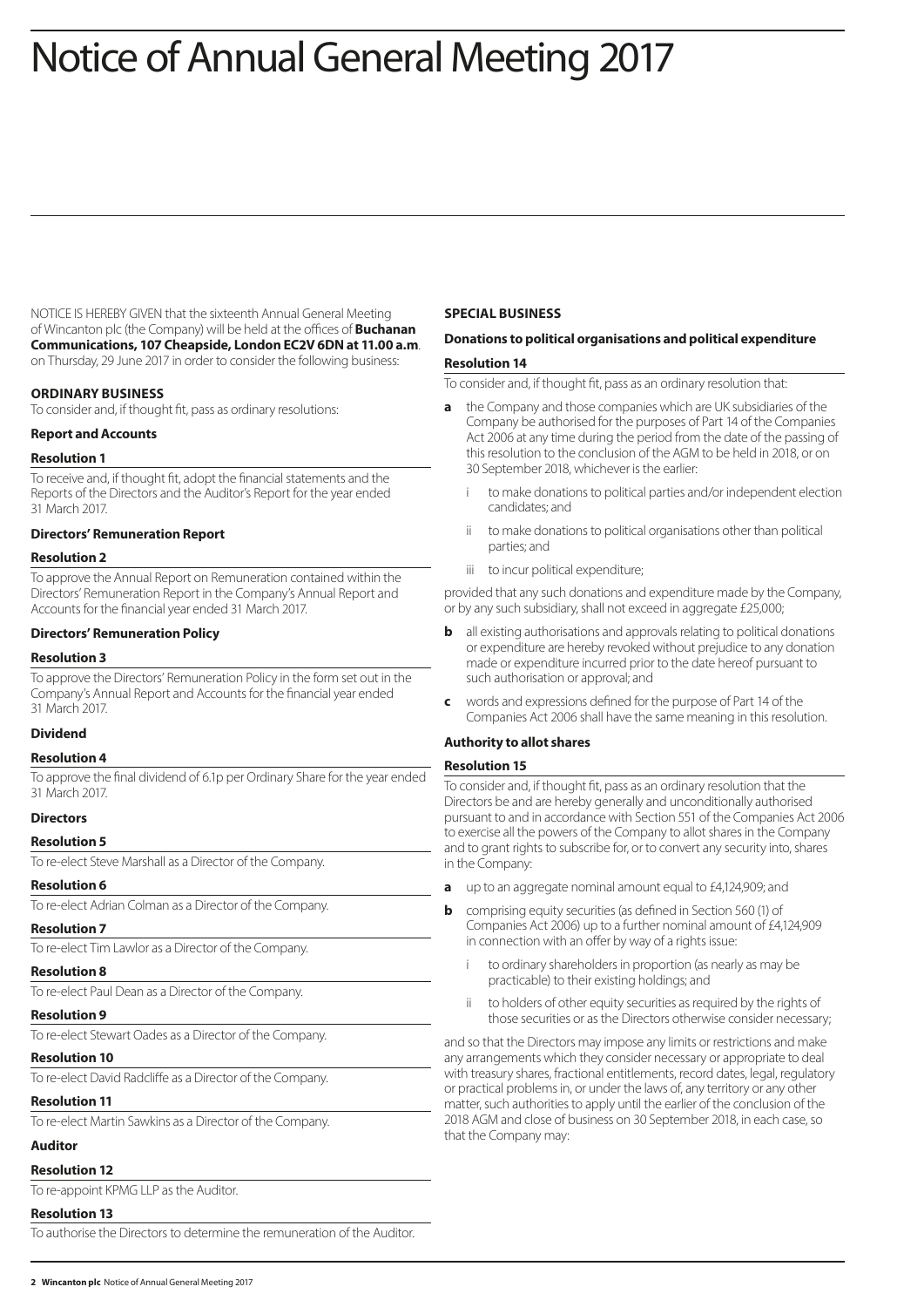# Notice of Annual General Meeting 2017

NOTICE IS HEREBY GIVEN that the sixteenth Annual General Meeting of Wincanton plc (the Company) will be held at the offices of **Buchanan Communications, 107 Cheapside, London EC2V 6DN at 11.00 a.m**. on Thursday, 29 June 2017 in order to consider the following business:

**ORDINARY BUSINESS**

To consider and, if thought fit, pass as ordinary resolutions:

**Report and Accounts**

**Resolution 1**

To receive and, if thought fit, adopt the financial statements and the Reports of the Directors and the Auditor's Report for the year ended 31 March 2017.

**Directors' Remuneration Report**

**Resolution 2**

To approve the Annual Report on Remuneration contained within the Directors' Remuneration Report in the Company's Annual Report and Accounts for the financial year ended 31 March 2017.

**Directors' Remuneration Policy**

**Resolution 3**

To approve the Directors' Remuneration Policy in the form set out in the Company's Annual Report and Accounts for the financial year ended 31 March 2017.

**Dividend**

**Resolution 4**

To approve the final dividend of 6.1p per Ordinary Share for the year ended 31 March 2017.

**Directors**

**Resolution 5**

To re-elect Steve Marshall as a Director of the Company.

**Resolution 6**

To re-elect Adrian Colman as a Director of the Company.

**Resolution 7**

To re-elect Tim Lawlor as a Director of the Company.

**Resolution 8**

To re-elect Paul Dean as a Director of the Company.

**Resolution 9**

To re-elect Stewart Oades as a Director of the Company.

**Resolution 10**

To re-elect David Radcliffe as a Director of the Company.

**Resolution 11**

To re-elect Martin Sawkins as a Director of the Company.

**Auditor**

**Resolution 12**

To re-appoint KPMG LLP as the Auditor.

**Resolution 13**

To authorise the Directors to determine the remuneration of the Auditor.

**SPECIAL BUSINESS**

**Donations to political organisations and political expenditure**

**Resolution 14**

To consider and, if thought fit, pass as an ordinary resolution that:

**a** the Company and those companies which are UK subsidiaries of the Company be authorised for the purposes of Part 14 of the Companies Act 2006 at any time during the period from the date of the passing of this resolution to the conclusion of the AGM to be held in 2018, or on 30 September 2018, whichever is the earlier:

- i to make donations to political parties and/or independent election candidates; and
- ii to make donations to political organisations other than political parties; and
- iii to incur political expenditure;

provided that any such donations and expenditure made by the Company, or by any such subsidiary, shall not exceed in aggregate £25,000;

**b** all existing authorisations and approvals relating to political donations or expenditure are hereby revoked without prejudice to any donation made or expenditure incurred prior to the date hereof pursuant to such authorisation or approval; and

**c** words and expressions defined for the purpose of Part 14 of the Companies Act 2006 shall have the same meaning in this resolution.

**Authority to allot shares**

**Resolution 15**

To consider and, if thought fit, pass as an ordinary resolution that the Directors be and are hereby generally and unconditionally authorised pursuant to and in accordance with Section 551 of the Companies Act 2006 to exercise all the powers of the Company to allot shares in the Company and to grant rights to subscribe for, or to convert any security into, shares in the Company:

**a** up to an aggregate nominal amount equal to £4,124,909; and

**b** comprising equity securities (as defined in Section 560 (1) of Companies Act 2006) up to a further nominal amount of £4,124,909 in connection with an offer by way of a rights issue:

- i to ordinary shareholders in proportion (as nearly as may be practicable) to their existing holdings; and
- ii to holders of other equity securities as required by the rights of those securities or as the Directors otherwise consider necessary;

and so that the Directors may impose any limits or restrictions and make any arrangements which they consider necessary or appropriate to deal with treasury shares, fractional entitlements, record dates, legal, regulatory or practical problems in, or under the laws of, any territory or any other matter, such authorities to apply until the earlier of the conclusion of the 2018 AGM and close of business on 30 September 2018, in each case, so that the Company may: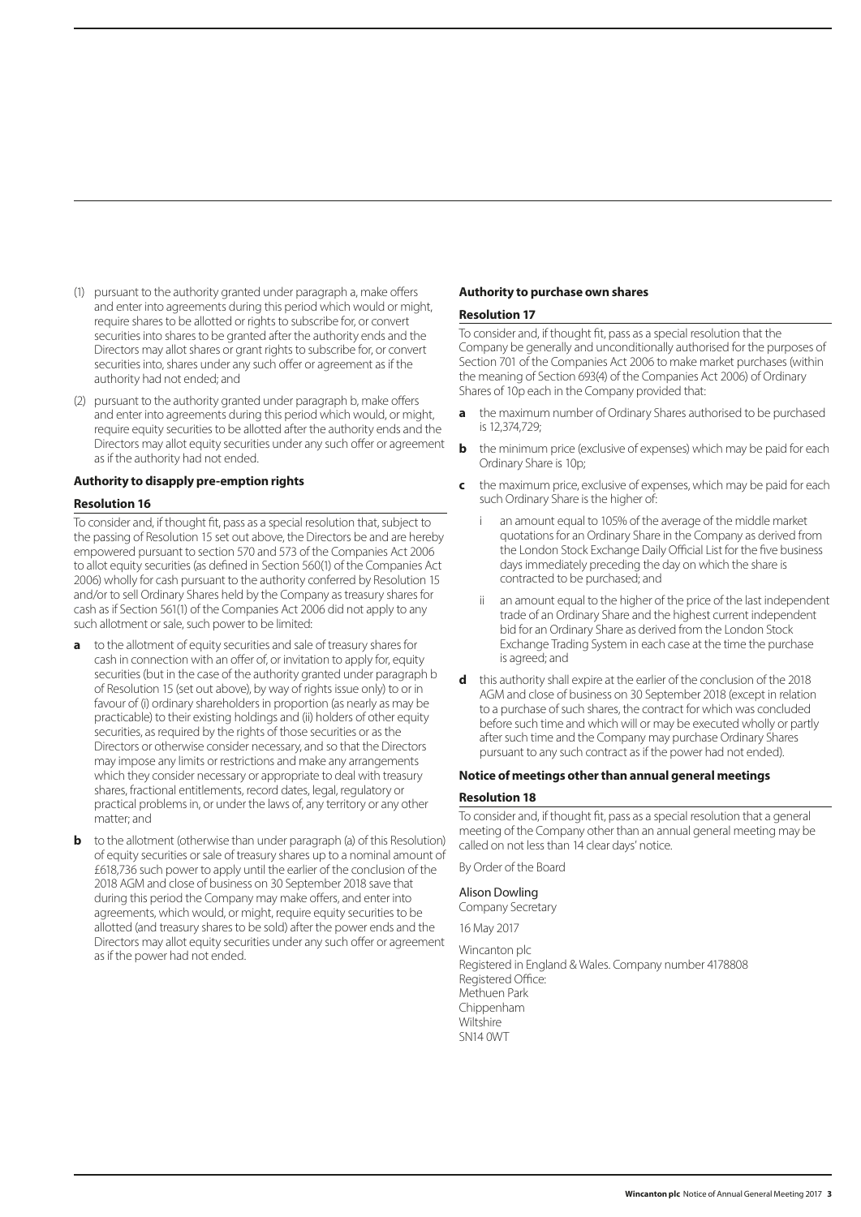(1) pursuant to the authority granted under paragraph a, make offers and enter into agreements during this period which would or might, require shares to be allotted or rights to subscribe for, or convert securities into shares to be granted after the authority ends and the Directors may allot shares or grant rights to subscribe for, or convert securities into, shares under any such offer or agreement as if the authority had not ended; and

(2) pursuant to the authority granted under paragraph b, make offers and enter into agreements during this period which would, or might, require equity securities to be allotted after the authority ends and the Directors may allot equity securities under any such offer or agreement as if the authority had not ended.

**Authority to disapply pre-emption rights**

**Resolution 16**

To consider and, if thought fit, pass as a special resolution that, subject to the passing of Resolution 15 set out above, the Directors be and are hereby empowered pursuant to section 570 and 573 of the Companies Act 2006 to allot equity securities (as defined in Section 560(1) of the Companies Act 2006) wholly for cash pursuant to the authority conferred by Resolution 15 and/or to sell Ordinary Shares held by the Company as treasury shares for cash as if Section 561(1) of the Companies Act 2006 did not apply to any such allotment or sale, such power to be limited:

**a** to the allotment of equity securities and sale of treasury shares for cash in connection with an offer of, or invitation to apply for, equity securities (but in the case of the authority granted under paragraph b of Resolution 15 (set out above), by way of rights issue only) to or in favour of (i) ordinary shareholders in proportion (as nearly as may be practicable) to their existing holdings and (ii) holders of other equity securities, as required by the rights of those securities or as the Directors or otherwise consider necessary, and so that the Directors may impose any limits or restrictions and make any arrangements which they consider necessary or appropriate to deal with treasury shares, fractional entitlements, record dates, legal, regulatory or practical problems in, or under the laws of, any territory or any other matter; and

**b** to the allotment (otherwise than under paragraph (a) of this Resolution) of equity securities or sale of treasury shares up to a nominal amount of £618,736 such power to apply until the earlier of the conclusion of the 2018 AGM and close of business on 30 September 2018 save that during this period the Company may make offers, and enter into agreements, which would, or might, require equity securities to be allotted (and treasury shares to be sold) after the power ends and the Directors may allot equity securities under any such offer or agreement as if the power had not ended.

**Authority to purchase own shares**

**Resolution 17**

To consider and, if thought fit, pass as a special resolution that the Company be generally and unconditionally authorised for the purposes of Section 701 of the Companies Act 2006 to make market purchases (within the meaning of Section 693(4) of the Companies Act 2006) of Ordinary Shares of 10p each in the Company provided that:

**a** the maximum number of Ordinary Shares authorised to be purchased is 12,374,729;

**b** the minimum price (exclusive of expenses) which may be paid for each Ordinary Share is 10p;

**c** the maximum price, exclusive of expenses, which may be paid for each such Ordinary Share is the higher of:

i an amount equal to 105% of the average of the middle market quotations for an Ordinary Share in the Company as derived from the London Stock Exchange Daily Official List for the five business days immediately preceding the day on which the share is contracted to be purchased; and

ii an amount equal to the higher of the price of the last independent trade of an Ordinary Share and the highest current independent bid for an Ordinary Share as derived from the London Stock Exchange Trading System in each case at the time the purchase is agreed; and

**d** this authority shall expire at the earlier of the conclusion of the 2018 AGM and close of business on 30 September 2018 (except in relation to a purchase of such shares, the contract for which was concluded before such time and which will or may be executed wholly or partly after such time and the Company may purchase Ordinary Shares pursuant to any such contract as if the power had not ended).

**Notice of meetings other than annual general meetings**

**Resolution 18**

To consider and, if thought fit, pass as a special resolution that a general meeting of the Company other than an annual general meeting may be called on not less than 14 clear days' notice.

By Order of the Board

Alison Dowling
Company Secretary

16 May 2017

Wincanton plc
Registered in England & Wales. Company number 4178808
Registered Office:
Methuen Park
Chippenham
Wiltshire
SN14 0WT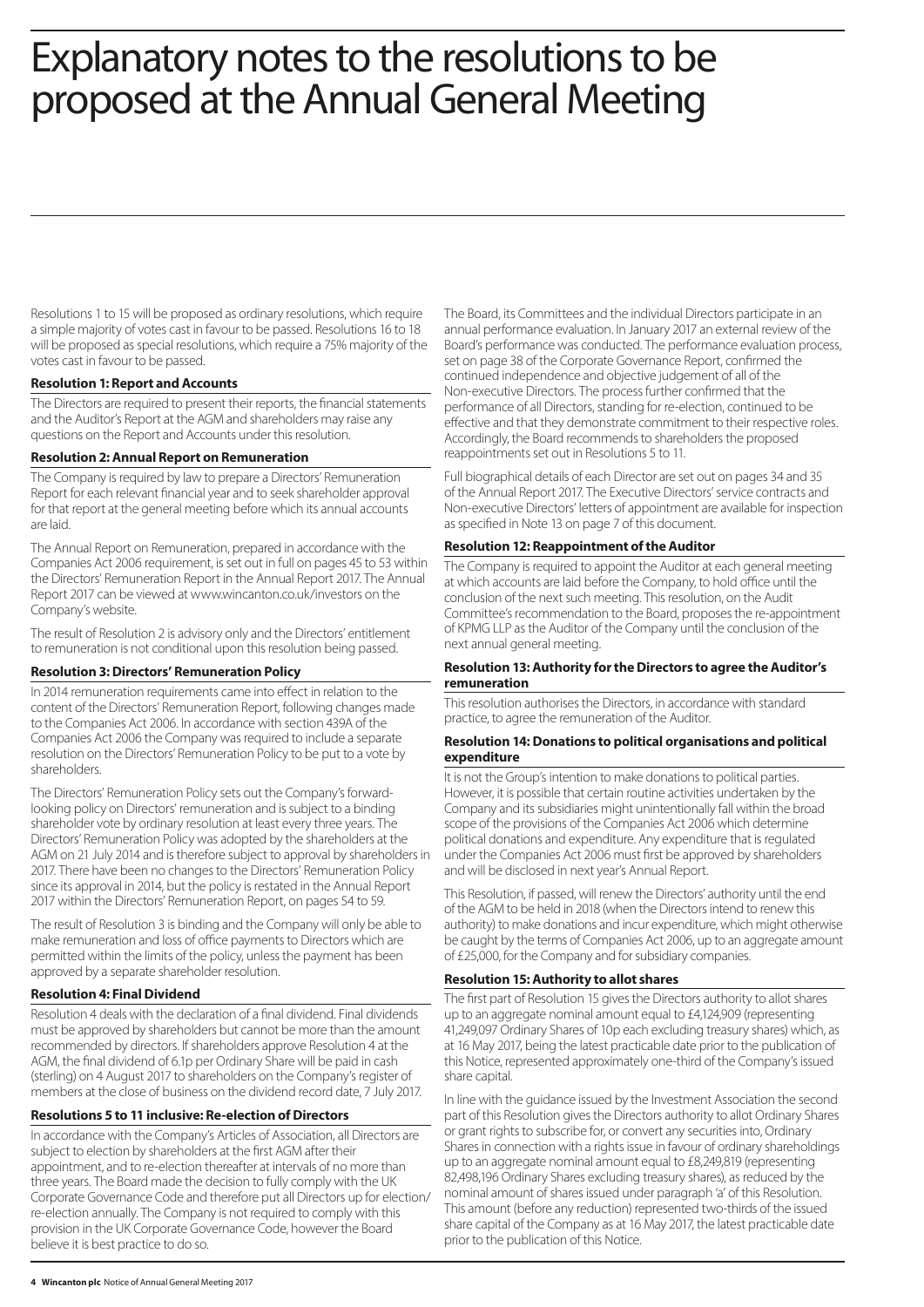# Explanatory notes to the resolutions to be proposed at the Annual General Meeting

Resolutions 1 to 15 will be proposed as ordinary resolutions, which require a simple majority of votes cast in favour to be passed. Resolutions 16 to 18 will be proposed as special resolutions, which require a 75% majority of the votes cast in favour to be passed.

### Resolution 1: Report and Accounts

The Directors are required to present their reports, the financial statements and the Auditor's Report at the AGM and shareholders may raise any questions on the Report and Accounts under this resolution.

### Resolution 2: Annual Report on Remuneration

The Company is required by law to prepare a Directors' Remuneration Report for each relevant financial year and to seek shareholder approval for that report at the general meeting before which its annual accounts are laid.

The Annual Report on Remuneration, prepared in accordance with the Companies Act 2006 requirement, is set out in full on pages 45 to 53 within the Directors' Remuneration Report in the Annual Report 2017. The Annual Report 2017 can be viewed at www.wincanton.co.uk/investors on the Company's website.

The result of Resolution 2 is advisory only and the Directors' entitlement to remuneration is not conditional upon this resolution being passed.

### Resolution 3: Directors' Remuneration Policy

In 2014 remuneration requirements came into effect in relation to the content of the Directors' Remuneration Report, following changes made to the Companies Act 2006. In accordance with section 439A of the Companies Act 2006 the Company was required to include a separate resolution on the Directors' Remuneration Policy to be put to a vote by shareholders.

The Directors' Remuneration Policy sets out the Company's forward-looking policy on Directors' remuneration and is subject to a binding shareholder vote by ordinary resolution at least every three years. The Directors' Remuneration Policy was adopted by the shareholders at the AGM on 21 July 2014 and is therefore subject to approval by shareholders in 2017. There have been no changes to the Directors' Remuneration Policy since its approval in 2014, but the policy is restated in the Annual Report 2017 within the Directors' Remuneration Report, on pages 54 to 59.

The result of Resolution 3 is binding and the Company will only be able to make remuneration and loss of office payments to Directors which are permitted within the limits of the policy, unless the payment has been approved by a separate shareholder resolution.

### Resolution 4: Final Dividend

Resolution 4 deals with the declaration of a final dividend. Final dividends must be approved by shareholders but cannot be more than the amount recommended by directors. If shareholders approve Resolution 4 at the AGM, the final dividend of 6.1p per Ordinary Share will be paid in cash (sterling) on 4 August 2017 to shareholders on the Company's register of members at the close of business on the dividend record date, 7 July 2017.

### Resolutions 5 to 11 inclusive: Re-election of Directors

In accordance with the Company's Articles of Association, all Directors are subject to election by shareholders at the first AGM after their appointment, and to re-election thereafter at intervals of no more than three years. The Board made the decision to fully comply with the UK Corporate Governance Code and therefore put all Directors up for election/re-election annually. The Company is not required to comply with this provision in the UK Corporate Governance Code, however the Board believe it is best practice to do so.

The Board, its Committees and the individual Directors participate in an annual performance evaluation. In January 2017 an external review of the Board's performance was conducted. The performance evaluation process, set on page 38 of the Corporate Governance Report, confirmed the continued independence and objective judgement of all of the Non-executive Directors. The process further confirmed that the performance of all Directors, standing for re-election, continued to be effective and that they demonstrate commitment to their respective roles. Accordingly, the Board recommends to shareholders the proposed reappointments set out in Resolutions 5 to 11.

Full biographical details of each Director are set out on pages 34 and 35 of the Annual Report 2017. The Executive Directors' service contracts and Non-executive Directors' letters of appointment are available for inspection as specified in Note 13 on page 7 of this document.

### Resolution 12: Reappointment of the Auditor

The Company is required to appoint the Auditor at each general meeting at which accounts are laid before the Company, to hold office until the conclusion of the next such meeting. This resolution, on the Audit Committee's recommendation to the Board, proposes the re-appointment of KPMG LLP as the Auditor of the Company until the conclusion of the next annual general meeting.

### Resolution 13: Authority for the Directors to agree the Auditor's remuneration

This resolution authorises the Directors, in accordance with standard practice, to agree the remuneration of the Auditor.

### Resolution 14: Donations to political organisations and political expenditure

It is not the Group's intention to make donations to political parties. However, it is possible that certain routine activities undertaken by the Company and its subsidiaries might unintentionally fall within the broad scope of the provisions of the Companies Act 2006 which determine political donations and expenditure. Any expenditure that is regulated under the Companies Act 2006 must first be approved by shareholders and will be disclosed in next year's Annual Report.

This Resolution, if passed, will renew the Directors' authority until the end of the AGM to be held in 2018 (when the Directors intend to renew this authority) to make donations and incur expenditure, which might otherwise be caught by the terms of Companies Act 2006, up to an aggregate amount of £25,000, for the Company and for subsidiary companies.

### Resolution 15: Authority to allot shares

The first part of Resolution 15 gives the Directors authority to allot shares up to an aggregate nominal amount equal to £4,124,909 (representing 41,249,097 Ordinary Shares of 10p each excluding treasury shares) which, as at 16 May 2017, being the latest practicable date prior to the publication of this Notice, represented approximately one-third of the Company's issued share capital.

In line with the guidance issued by the Investment Association the second part of this Resolution gives the Directors authority to allot Ordinary Shares or grant rights to subscribe for, or convert any securities into, Ordinary Shares in connection with a rights issue in favour of ordinary shareholdings up to an aggregate nominal amount equal to £8,249,819 (representing 82,498,196 Ordinary Shares excluding treasury shares), as reduced by the nominal amount of shares issued under paragraph 'a' of this Resolution. This amount (before any reduction) represented two-thirds of the issued share capital of the Company as at 16 May 2017, the latest practicable date prior to the publication of this Notice.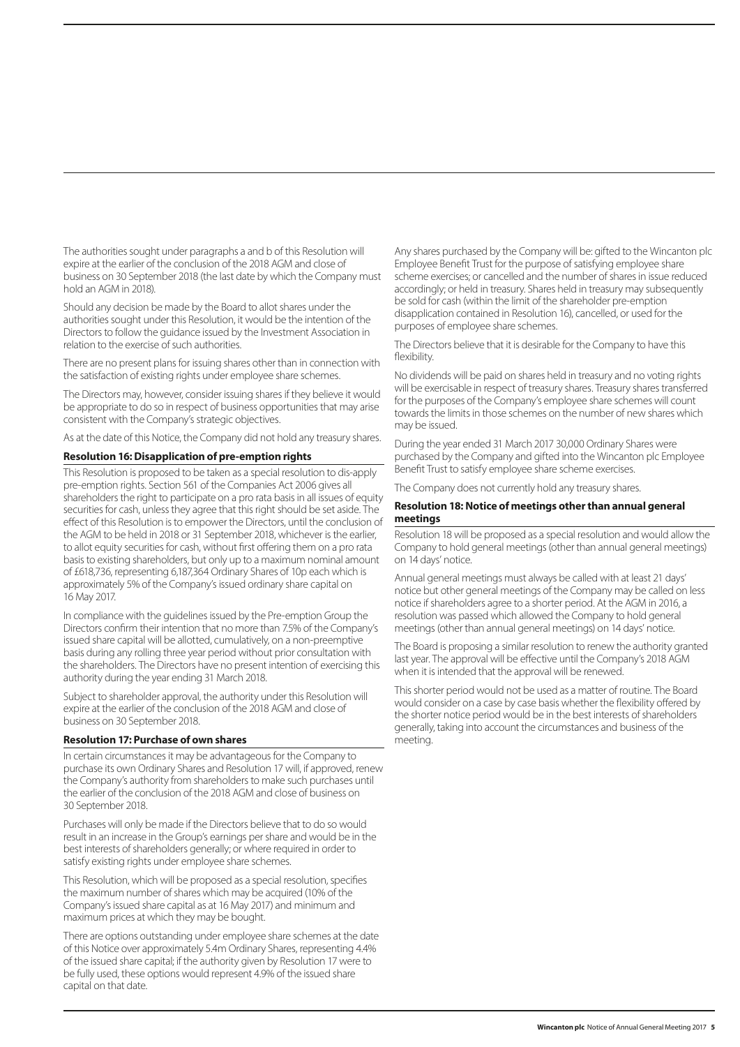The authorities sought under paragraphs a and b of this Resolution will expire at the earlier of the conclusion of the 2018 AGM and close of business on 30 September 2018 (the last date by which the Company must hold an AGM in 2018).

Should any decision be made by the Board to allot shares under the authorities sought under this Resolution, it would be the intention of the Directors to follow the guidance issued by the Investment Association in relation to the exercise of such authorities.

There are no present plans for issuing shares other than in connection with the satisfaction of existing rights under employee share schemes.

The Directors may, however, consider issuing shares if they believe it would be appropriate to do so in respect of business opportunities that may arise consistent with the Company's strategic objectives.

As at the date of this Notice, the Company did not hold any treasury shares.

### Resolution 16: Disapplication of pre-emption rights

This Resolution is proposed to be taken as a special resolution to dis-apply pre-emption rights. Section 561 of the Companies Act 2006 gives all shareholders the right to participate on a pro rata basis in all issues of equity securities for cash, unless they agree that this right should be set aside. The effect of this Resolution is to empower the Directors, until the conclusion of the AGM to be held in 2018 or 31 September 2018, whichever is the earlier, to allot equity securities for cash, without first offering them on a pro rata basis to existing shareholders, but only up to a maximum nominal amount of £618,736, representing 6,187,364 Ordinary Shares of 10p each which is approximately 5% of the Company's issued ordinary share capital on 16 May 2017.

In compliance with the guidelines issued by the Pre-emption Group the Directors confirm their intention that no more than 7.5% of the Company's issued share capital will be allotted, cumulatively, on a non-preemptive basis during any rolling three year period without prior consultation with the shareholders. The Directors have no present intention of exercising this authority during the year ending 31 March 2018.

Subject to shareholder approval, the authority under this Resolution will expire at the earlier of the conclusion of the 2018 AGM and close of business on 30 September 2018.

### Resolution 17: Purchase of own shares

In certain circumstances it may be advantageous for the Company to purchase its own Ordinary Shares and Resolution 17 will, if approved, renew the Company's authority from shareholders to make such purchases until the earlier of the conclusion of the 2018 AGM and close of business on 30 September 2018.

Purchases will only be made if the Directors believe that to do so would result in an increase in the Group's earnings per share and would be in the best interests of shareholders generally; or where required in order to satisfy existing rights under employee share schemes.

This Resolution, which will be proposed as a special resolution, specifies the maximum number of shares which may be acquired (10% of the Company's issued share capital as at 16 May 2017) and minimum and maximum prices at which they may be bought.

There are options outstanding under employee share schemes at the date of this Notice over approximately 5.4m Ordinary Shares, representing 4.4% of the issued share capital; if the authority given by Resolution 17 were to be fully used, these options would represent 4.9% of the issued share capital on that date.

Any shares purchased by the Company will be: gifted to the Wincanton plc Employee Benefit Trust for the purpose of satisfying employee share scheme exercises; or cancelled and the number of shares in issue reduced accordingly; or held in treasury. Shares held in treasury may subsequently be sold for cash (within the limit of the shareholder pre-emption disapplication contained in Resolution 16), cancelled, or used for the purposes of employee share schemes.

The Directors believe that it is desirable for the Company to have this flexibility.

No dividends will be paid on shares held in treasury and no voting rights will be exercisable in respect of treasury shares. Treasury shares transferred for the purposes of the Company's employee share schemes will count towards the limits in those schemes on the number of new shares which may be issued.

During the year ended 31 March 2017 30,000 Ordinary Shares were purchased by the Company and gifted into the Wincanton plc Employee Benefit Trust to satisfy employee share scheme exercises.

The Company does not currently hold any treasury shares.

### Resolution 18: Notice of meetings other than annual general meetings

Resolution 18 will be proposed as a special resolution and would allow the Company to hold general meetings (other than annual general meetings) on 14 days' notice.

Annual general meetings must always be called with at least 21 days' notice but other general meetings of the Company may be called on less notice if shareholders agree to a shorter period. At the AGM in 2016, a resolution was passed which allowed the Company to hold general meetings (other than annual general meetings) on 14 days' notice.

The Board is proposing a similar resolution to renew the authority granted last year. The approval will be effective until the Company's 2018 AGM when it is intended that the approval will be renewed.

This shorter period would not be used as a matter of routine. The Board would consider on a case by case basis whether the flexibility offered by the shorter notice period would be in the best interests of shareholders generally, taking into account the circumstances and business of the meeting.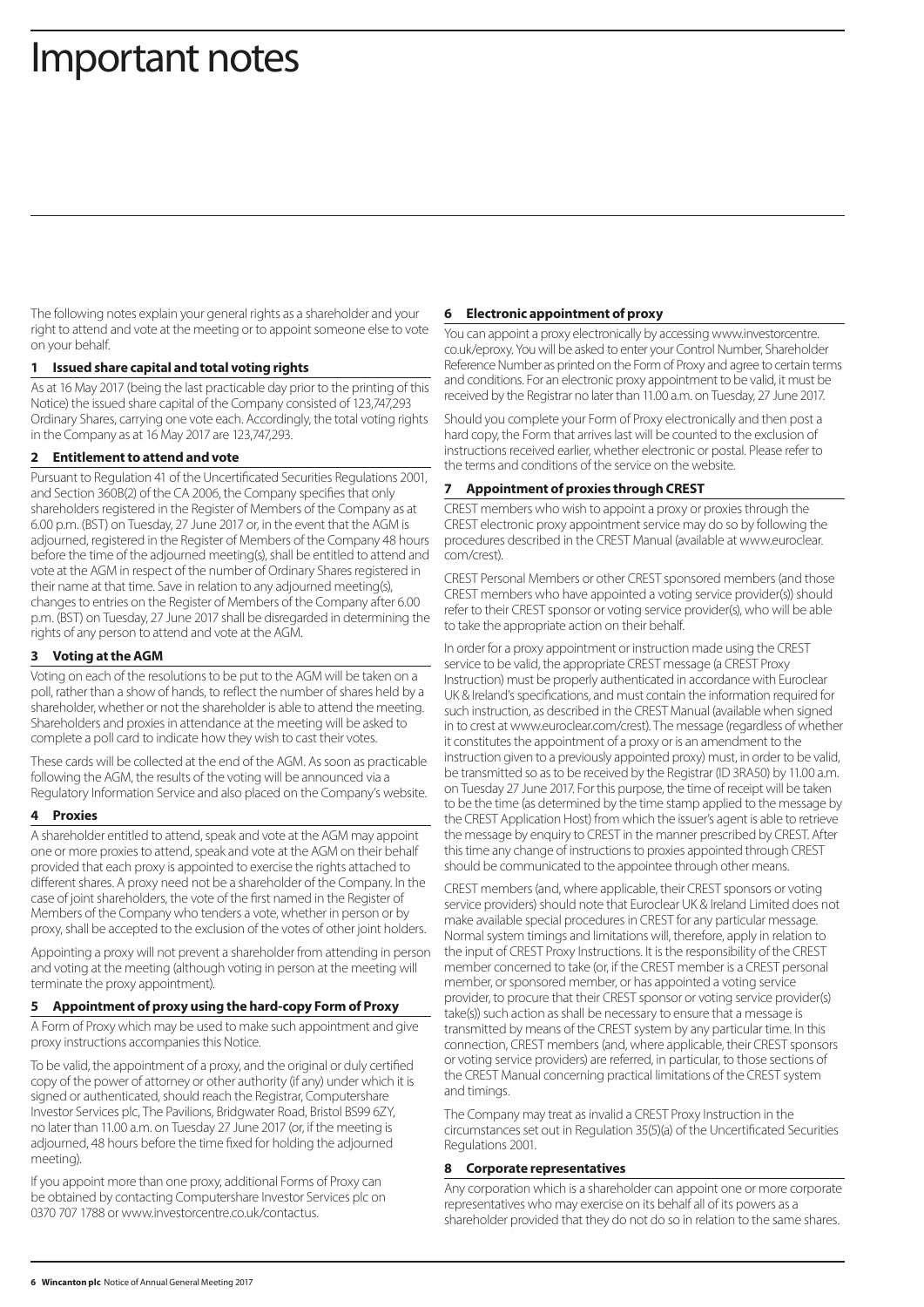# Important notes

The following notes explain your general rights as a shareholder and your right to attend and vote at the meeting or to appoint someone else to vote on your behalf.

## 1 Issued share capital and total voting rights

As at 16 May 2017 (being the last practicable day prior to the printing of this Notice) the issued share capital of the Company consisted of 123,747,293 Ordinary Shares, carrying one vote each. Accordingly, the total voting rights in the Company as at 16 May 2017 are 123,747,293.

## 2 Entitlement to attend and vote

Pursuant to Regulation 41 of the Uncertificated Securities Regulations 2001, and Section 360B(2) of the CA 2006, the Company specifies that only shareholders registered in the Register of Members of the Company as at 6.00 p.m. (BST) on Tuesday, 27 June 2017 or, in the event that the AGM is adjourned, registered in the Register of Members of the Company 48 hours before the time of the adjourned meeting(s), shall be entitled to attend and vote at the AGM in respect of the number of Ordinary Shares registered in their name at that time. Save in relation to any adjourned meeting(s), changes to entries on the Register of Members of the Company after 6.00 p.m. (BST) on Tuesday, 27 June 2017 shall be disregarded in determining the rights of any person to attend and vote at the AGM.

## 3 Voting at the AGM

Voting on each of the resolutions to be put to the AGM will be taken on a poll, rather than a show of hands, to reflect the number of shares held by a shareholder, whether or not the shareholder is able to attend the meeting. Shareholders and proxies in attendance at the meeting will be asked to complete a poll card to indicate how they wish to cast their votes.

These cards will be collected at the end of the AGM. As soon as practicable following the AGM, the results of the voting will be announced via a Regulatory Information Service and also placed on the Company's website.

## 4 Proxies

A shareholder entitled to attend, speak and vote at the AGM may appoint one or more proxies to attend, speak and vote at the AGM on their behalf provided that each proxy is appointed to exercise the rights attached to different shares. A proxy need not be a shareholder of the Company. In the case of joint shareholders, the vote of the first named in the Register of Members of the Company who tenders a vote, whether in person or by proxy, shall be accepted to the exclusion of the votes of other joint holders.

Appointing a proxy will not prevent a shareholder from attending in person and voting at the meeting (although voting in person at the meeting will terminate the proxy appointment).

## 5 Appointment of proxy using the hard-copy Form of Proxy

A Form of Proxy which may be used to make such appointment and give proxy instructions accompanies this Notice.

To be valid, the appointment of a proxy, and the original or duly certified copy of the power of attorney or other authority (if any) under which it is signed or authenticated, should reach the Registrar, Computershare Investor Services plc, The Pavilions, Bridgwater Road, Bristol BS99 6ZY, no later than 11.00 a.m. on Tuesday 27 June 2017 (or, if the meeting is adjourned, 48 hours before the time fixed for holding the adjourned meeting).

If you appoint more than one proxy, additional Forms of Proxy can be obtained by contacting Computershare Investor Services plc on 0370 707 1788 or www.investorcentre.co.uk/contactus.

## 6 Electronic appointment of proxy

You can appoint a proxy electronically by accessing www.investorcentre.co.uk/eproxy. You will be asked to enter your Control Number, Shareholder Reference Number as printed on the Form of Proxy and agree to certain terms and conditions. For an electronic proxy appointment to be valid, it must be received by the Registrar no later than 11.00 a.m. on Tuesday, 27 June 2017.

Should you complete your Form of Proxy electronically and then post a hard copy, the Form that arrives last will be counted to the exclusion of instructions received earlier, whether electronic or postal. Please refer to the terms and conditions of the service on the website.

## 7 Appointment of proxies through CREST

CREST members who wish to appoint a proxy or proxies through the CREST electronic proxy appointment service may do so by following the procedures described in the CREST Manual (available at www.euroclear.com/crest).

CREST Personal Members or other CREST sponsored members (and those CREST members who have appointed a voting service provider(s)) should refer to their CREST sponsor or voting service provider(s), who will be able to take the appropriate action on their behalf.

In order for a proxy appointment or instruction made using the CREST service to be valid, the appropriate CREST message (a CREST Proxy Instruction) must be properly authenticated in accordance with Euroclear UK & Ireland's specifications, and must contain the information required for such instruction, as described in the CREST Manual (available when signed in to crest at www.euroclear.com/crest). The message (regardless of whether it constitutes the appointment of a proxy or is an amendment to the instruction given to a previously appointed proxy) must, in order to be valid, be transmitted so as to be received by the Registrar (ID 3RA50) by 11.00 a.m. on Tuesday 27 June 2017. For this purpose, the time of receipt will be taken to be the time (as determined by the time stamp applied to the message by the CREST Application Host) from which the issuer's agent is able to retrieve the message by enquiry to CREST in the manner prescribed by CREST. After this time any change of instructions to proxies appointed through CREST should be communicated to the appointee through other means.

CREST members (and, where applicable, their CREST sponsors or voting service providers) should note that Euroclear UK & Ireland Limited does not make available special procedures in CREST for any particular message. Normal system timings and limitations will, therefore, apply in relation to the input of CREST Proxy Instructions. It is the responsibility of the CREST member concerned to take (or, if the CREST member is a CREST personal member, or sponsored member, or has appointed a voting service provider, to procure that their CREST sponsor or voting service provider(s) take(s)) such action as shall be necessary to ensure that a message is transmitted by means of the CREST system by any particular time. In this connection, CREST members (and, where applicable, their CREST sponsors or voting service providers) are referred, in particular, to those sections of the CREST Manual concerning practical limitations of the CREST system and timings.

The Company may treat as invalid a CREST Proxy Instruction in the circumstances set out in Regulation 35(5)(a) of the Uncertificated Securities Regulations 2001.

## 8 Corporate representatives

Any corporation which is a shareholder can appoint one or more corporate representatives who may exercise on its behalf all of its powers as a shareholder provided that they do not do so in relation to the same shares.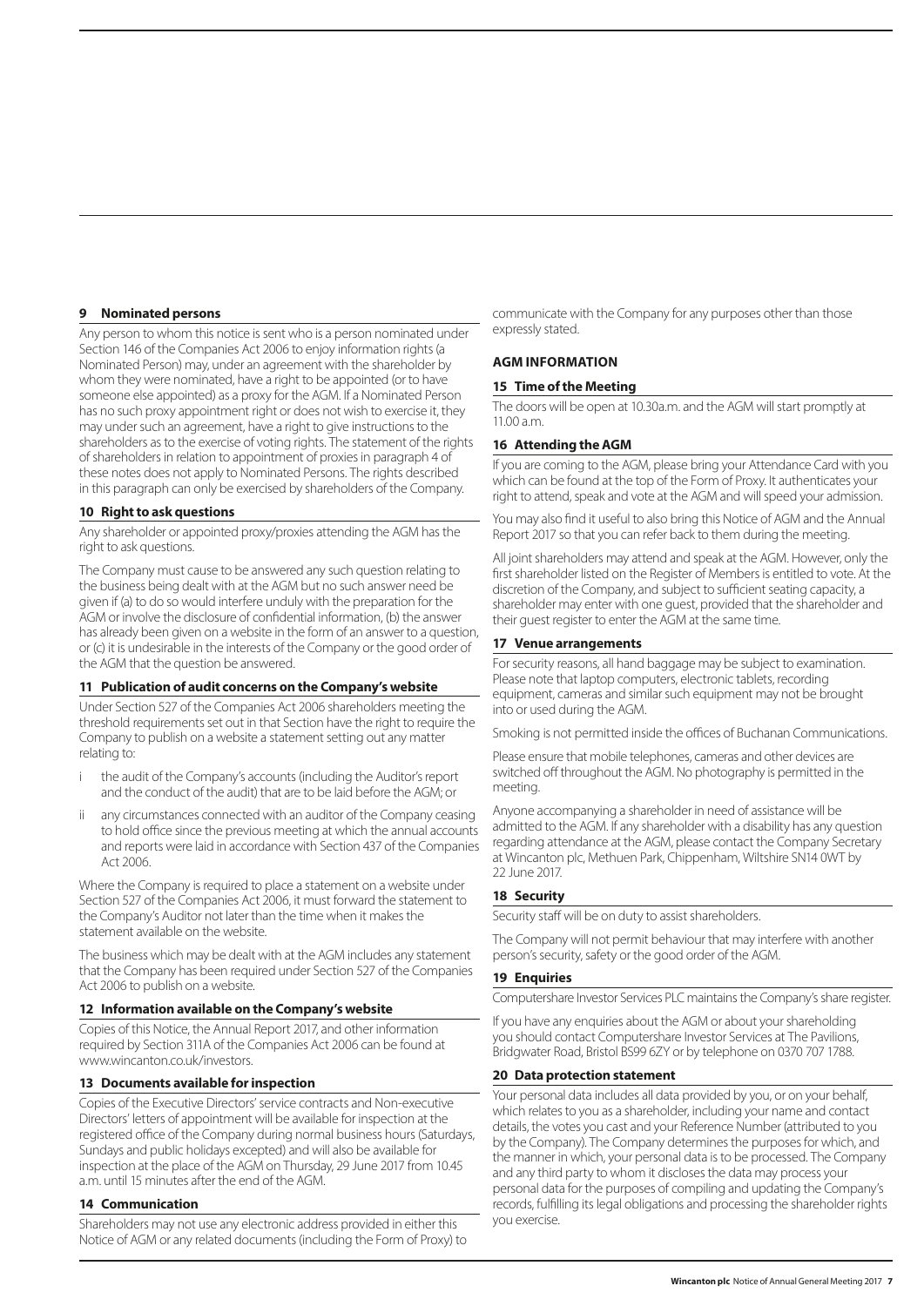### 9 Nominated persons

Any person to whom this notice is sent who is a person nominated under Section 146 of the Companies Act 2006 to enjoy information rights (a Nominated Person) may, under an agreement with the shareholder by whom they were nominated, have a right to be appointed (or to have someone else appointed) as a proxy for the AGM. If a Nominated Person has no such proxy appointment right or does not wish to exercise it, they may under such an agreement, have a right to give instructions to the shareholders as to the exercise of voting rights. The statement of the rights of shareholders in relation to appointment of proxies in paragraph 4 of these notes does not apply to Nominated Persons. The rights described in this paragraph can only be exercised by shareholders of the Company.

### 10 Right to ask questions

Any shareholder or appointed proxy/proxies attending the AGM has the right to ask questions.

The Company must cause to be answered any such question relating to the business being dealt with at the AGM but no such answer need be given if (a) to do so would interfere unduly with the preparation for the AGM or involve the disclosure of confidential information, (b) the answer has already been given on a website in the form of an answer to a question, or (c) it is undesirable in the interests of the Company or the good order of the AGM that the question be answered.

### 11 Publication of audit concerns on the Company's website

Under Section 527 of the Companies Act 2006 shareholders meeting the threshold requirements set out in that Section have the right to require the Company to publish on a website a statement setting out any matter relating to:

- i the audit of the Company's accounts (including the Auditor's report and the conduct of the audit) that are to be laid before the AGM; or
- ii any circumstances connected with an auditor of the Company ceasing to hold office since the previous meeting at which the annual accounts and reports were laid in accordance with Section 437 of the Companies Act 2006.

Where the Company is required to place a statement on a website under Section 527 of the Companies Act 2006, it must forward the statement to the Company's Auditor not later than the time when it makes the statement available on the website.

The business which may be dealt with at the AGM includes any statement that the Company has been required under Section 527 of the Companies Act 2006 to publish on a website.

### 12 Information available on the Company's website

Copies of this Notice, the Annual Report 2017, and other information required by Section 311A of the Companies Act 2006 can be found at www.wincanton.co.uk/investors.

### 13 Documents available for inspection

Copies of the Executive Directors' service contracts and Non-executive Directors' letters of appointment will be available for inspection at the registered office of the Company during normal business hours (Saturdays, Sundays and public holidays excepted) and will also be available for inspection at the place of the AGM on Thursday, 29 June 2017 from 10.45 a.m. until 15 minutes after the end of the AGM.

### 14 Communication

Shareholders may not use any electronic address provided in either this Notice of AGM or any related documents (including the Form of Proxy) to communicate with the Company for any purposes other than those expressly stated.

## AGM INFORMATION

### 15 Time of the Meeting

The doors will be open at 10.30a.m. and the AGM will start promptly at 11.00 a.m.

### 16 Attending the AGM

If you are coming to the AGM, please bring your Attendance Card with you which can be found at the top of the Form of Proxy. It authenticates your right to attend, speak and vote at the AGM and will speed your admission.

You may also find it useful to also bring this Notice of AGM and the Annual Report 2017 so that you can refer back to them during the meeting.

All joint shareholders may attend and speak at the AGM. However, only the first shareholder listed on the Register of Members is entitled to vote. At the discretion of the Company, and subject to sufficient seating capacity, a shareholder may enter with one guest, provided that the shareholder and their guest register to enter the AGM at the same time.

### 17 Venue arrangements

For security reasons, all hand baggage may be subject to examination. Please note that laptop computers, electronic tablets, recording equipment, cameras and similar such equipment may not be brought into or used during the AGM.

Smoking is not permitted inside the offices of Buchanan Communications.

Please ensure that mobile telephones, cameras and other devices are switched off throughout the AGM. No photography is permitted in the meeting.

Anyone accompanying a shareholder in need of assistance will be admitted to the AGM. If any shareholder with a disability has any question regarding attendance at the AGM, please contact the Company Secretary at Wincanton plc, Methuen Park, Chippenham, Wiltshire SN14 0WT by 22 June 2017.

### 18 Security

Security staff will be on duty to assist shareholders.

The Company will not permit behaviour that may interfere with another person's security, safety or the good order of the AGM.

### 19 Enquiries

Computershare Investor Services PLC maintains the Company's share register.

If you have any enquiries about the AGM or about your shareholding you should contact Computershare Investor Services at The Pavilions, Bridgwater Road, Bristol BS99 6ZY or by telephone on 0370 707 1788.

### 20 Data protection statement

Your personal data includes all data provided by you, or on your behalf, which relates to you as a shareholder, including your name and contact details, the votes you cast and your Reference Number (attributed to you by the Company). The Company determines the purposes for which, and the manner in which, your personal data is to be processed. The Company and any third party to whom it discloses the data may process your personal data for the purposes of compiling and updating the Company's records, fulfilling its legal obligations and processing the shareholder rights you exercise.